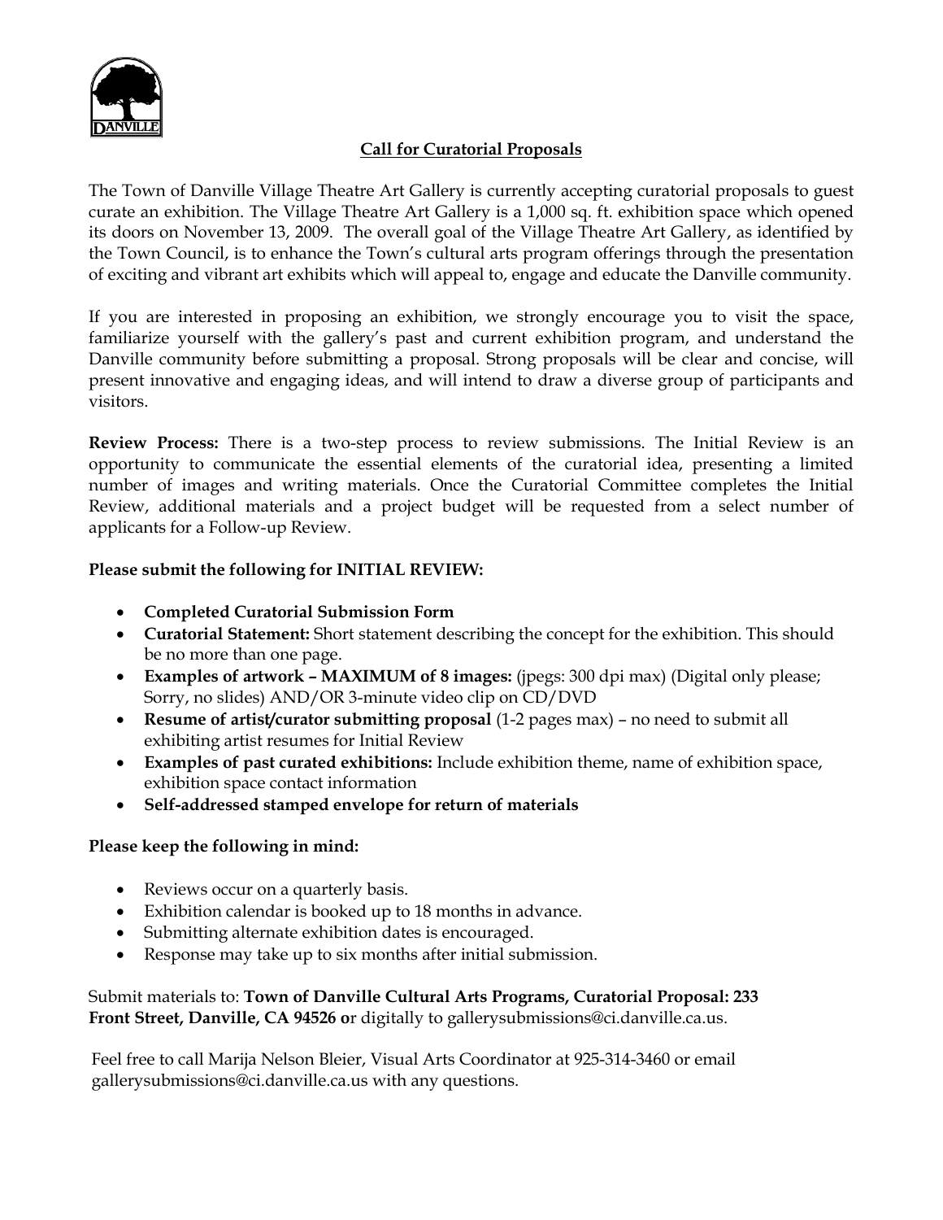## Call for Curatorial Proposals

The Town of Danville Village Theatre Art Gallery is currently accepting curatorial proposals to guest curate an exhibition. The Village Theatre Art Gallery is a 1,000 sq. ft. exhibition space which opened its doors on November 13, 2009. The overall goal of the Village Theatre Art Gallery, as identified by the Town Council, is to enhance the Town's cultural arts program offerings through the presentation of exciting and vibrant art exhibits which will appeal to, engage and educate the Danville community.

If you are interested in proposing an exhibition, we strongly encourage you to visit the space, familiarize yourself with the gallery's past and current exhibition program, and understand the Danville community before submitting a proposal. Strong proposals will be clear and concise, will present innovative and engaging ideas, and will intend to draw a diverse group of participants and visitors.

**Review Process:** There is a two-step process to review submissions. The Initial Review is an opportunity to communicate the essential elements of the curatorial idea, presenting a limited number of images and writing materials. Once the Curatorial Committee completes the Initial Review, additional materials and a project budget will be requested from a select number of applicants for a Follow-up Review.

**Please submit the following for INITIAL REVIEW:**

- **Completed Curatorial Submission Form**
- **Curatorial Statement:** Short statement describing the concept for the exhibition. This should be no more than one page.
- **Examples of artwork – MAXIMUM of 8 images:** (jpegs: 300 dpi max) (Digital only please; Sorry, no slides) AND/OR 3-minute video clip on CD/DVD
- **Resume of artist/curator submitting proposal** (1-2 pages max) – no need to submit all exhibiting artist resumes for Initial Review
- **Examples of past curated exhibitions:** Include exhibition theme, name of exhibition space, exhibition space contact information
- **Self-addressed stamped envelope for return of materials**

**Please keep the following in mind:**

- Reviews occur on a quarterly basis.
- Exhibition calendar is booked up to 18 months in advance.
- Submitting alternate exhibition dates is encouraged.
- Response may take up to six months after initial submission.

Submit materials to: **Town of Danville Cultural Arts Programs, Curatorial Proposal: 233 Front Street, Danville, CA 94526 o**r digitally to gallerysubmissions@ci.danville.ca.us.

Feel free to call Marija Nelson Bleier, Visual Arts Coordinator at 925-314-3460 or email gallerysubmissions@ci.danville.ca.us with any questions.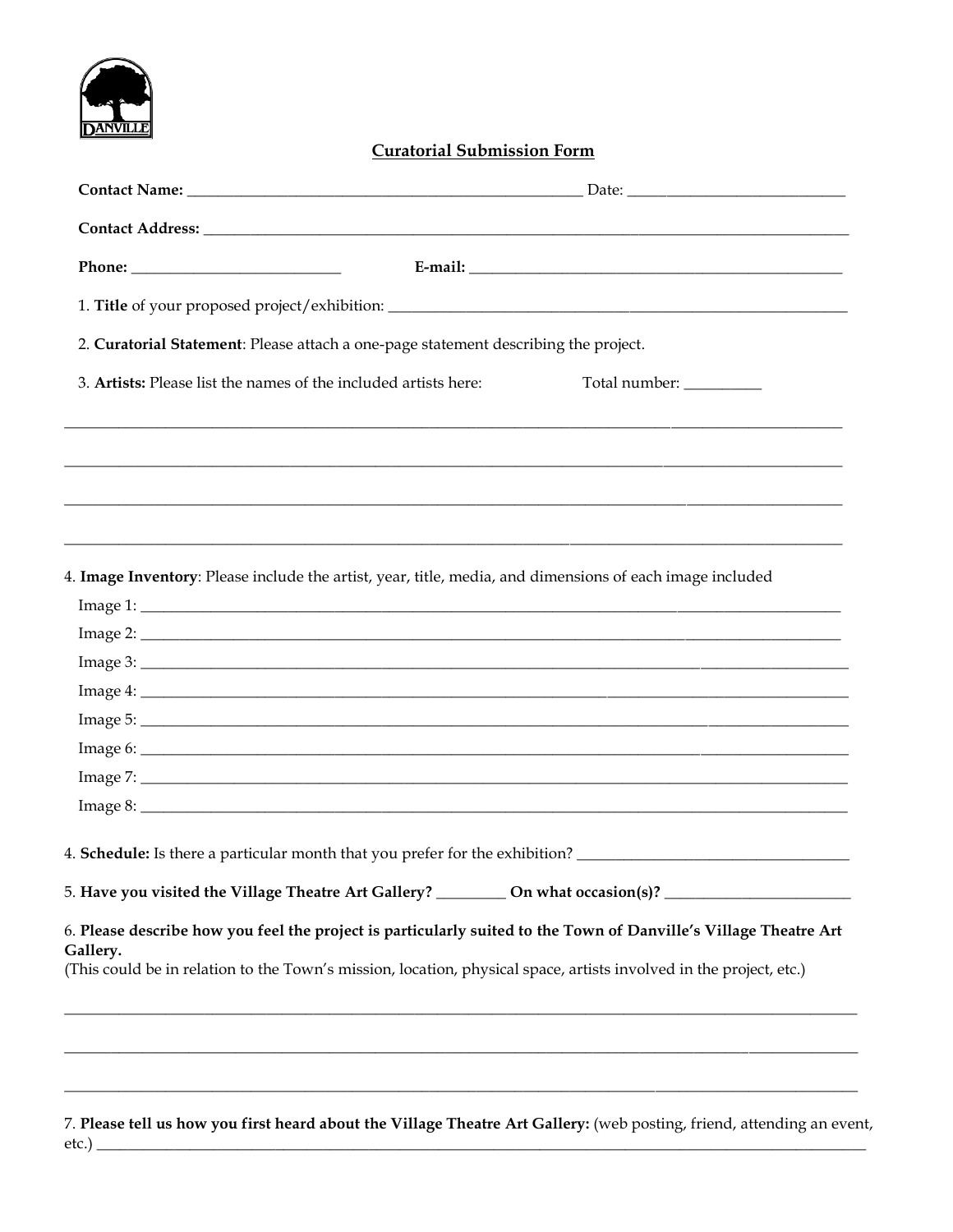## Curatorial Submission Form

**Contact Name:** ____________________________________________________ Date: ____________________________

**Contact Address:** ________________________________________________________________________________________

**Phone:** ____________________________ **E-mail:** __________________________________________________

1. **Title** of your proposed project/exhibition: _____________________________________________________________

2. **Curatorial Statement**: Please attach a one-page statement describing the project.

3. **Artists:** Please list the names of the included artists here: Total number: __________

______________________________________________________________________________________________________

______________________________________________________________________________________________________

______________________________________________________________________________________________________

______________________________________________________________________________________________________

4. **Image Inventory**: Please include the artist, year, title, media, and dimensions of each image included

Image 1: ______________________________________________________________________________________________

Image 2: ______________________________________________________________________________________________

Image 3: ______________________________________________________________________________________________

Image 4: ______________________________________________________________________________________________

Image 5: ______________________________________________________________________________________________

Image 6: ______________________________________________________________________________________________

Image 7: ______________________________________________________________________________________________

Image 8: ______________________________________________________________________________________________

4. **Schedule:** Is there a particular month that you prefer for the exhibition? ____________________________________

5. **Have you visited the Village Theatre Art Gallery?** _________ **On what occasion(s)?** ________________________

6. **Please describe how you feel the project is particularly suited to the Town of Danville's Village Theatre Art Gallery.**
(This could be in relation to the Town's mission, location, physical space, artists involved in the project, etc.)

______________________________________________________________________________________________________

______________________________________________________________________________________________________

______________________________________________________________________________________________________

7. **Please tell us how you first heard about the Village Theatre Art Gallery:** (web posting, friend, attending an event, etc.) ________________________________________________________________________________________________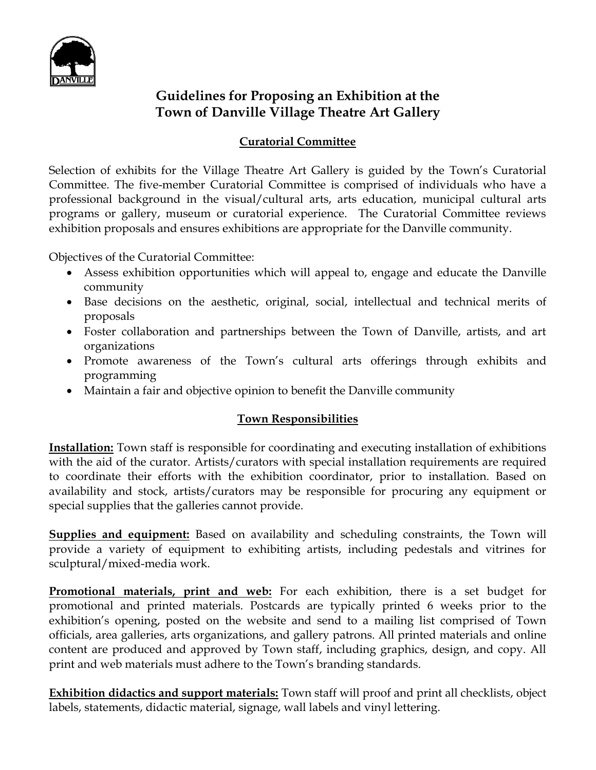# Guidelines for Proposing an Exhibition at the Town of Danville Village Theatre Art Gallery

## Curatorial Committee

Selection of exhibits for the Village Theatre Art Gallery is guided by the Town's Curatorial Committee. The five-member Curatorial Committee is comprised of individuals who have a professional background in the visual/cultural arts, arts education, municipal cultural arts programs or gallery, museum or curatorial experience. The Curatorial Committee reviews exhibition proposals and ensures exhibitions are appropriate for the Danville community.

Objectives of the Curatorial Committee:

- Assess exhibition opportunities which will appeal to, engage and educate the Danville community
- Base decisions on the aesthetic, original, social, intellectual and technical merits of proposals
- Foster collaboration and partnerships between the Town of Danville, artists, and art organizations
- Promote awareness of the Town's cultural arts offerings through exhibits and programming
- Maintain a fair and objective opinion to benefit the Danville community

## Town Responsibilities

**Installation:** Town staff is responsible for coordinating and executing installation of exhibitions with the aid of the curator. Artists/curators with special installation requirements are required to coordinate their efforts with the exhibition coordinator, prior to installation. Based on availability and stock, artists/curators may be responsible for procuring any equipment or special supplies that the galleries cannot provide.

**Supplies and equipment:** Based on availability and scheduling constraints, the Town will provide a variety of equipment to exhibiting artists, including pedestals and vitrines for sculptural/mixed-media work.

**Promotional materials, print and web:** For each exhibition, there is a set budget for promotional and printed materials. Postcards are typically printed 6 weeks prior to the exhibition's opening, posted on the website and send to a mailing list comprised of Town officials, area galleries, arts organizations, and gallery patrons. All printed materials and online content are produced and approved by Town staff, including graphics, design, and copy. All print and web materials must adhere to the Town's branding standards.

**Exhibition didactics and support materials:** Town staff will proof and print all checklists, object labels, statements, didactic material, signage, wall labels and vinyl lettering.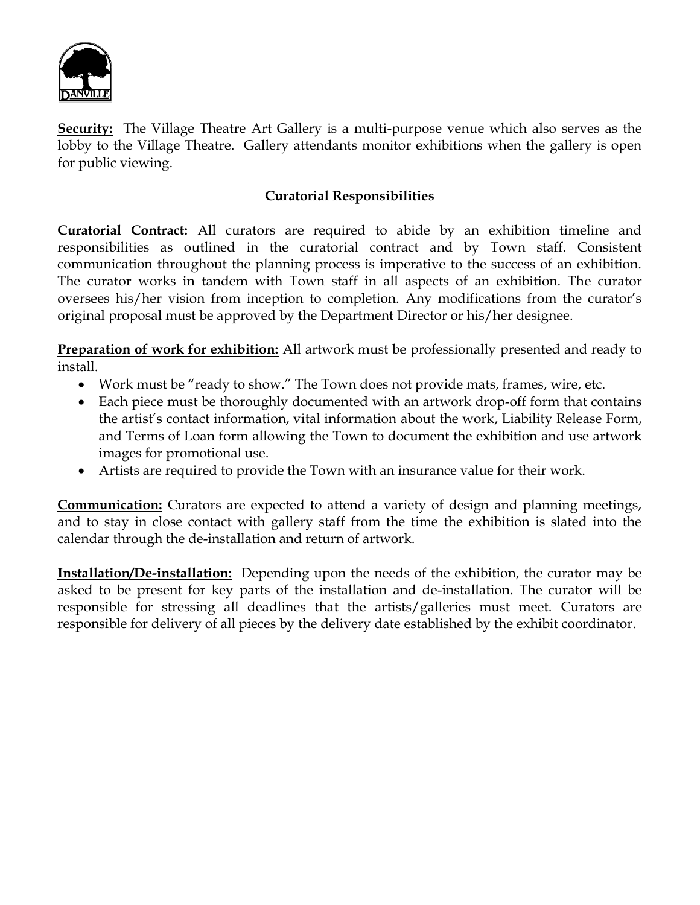**Security:** The Village Theatre Art Gallery is a multi-purpose venue which also serves as the lobby to the Village Theatre. Gallery attendants monitor exhibitions when the gallery is open for public viewing.

## Curatorial Responsibilities

**Curatorial Contract:** All curators are required to abide by an exhibition timeline and responsibilities as outlined in the curatorial contract and by Town staff. Consistent communication throughout the planning process is imperative to the success of an exhibition. The curator works in tandem with Town staff in all aspects of an exhibition. The curator oversees his/her vision from inception to completion. Any modifications from the curator's original proposal must be approved by the Department Director or his/her designee.

**Preparation of work for exhibition:** All artwork must be professionally presented and ready to install.

- Work must be "ready to show." The Town does not provide mats, frames, wire, etc.
- Each piece must be thoroughly documented with an artwork drop-off form that contains the artist's contact information, vital information about the work, Liability Release Form, and Terms of Loan form allowing the Town to document the exhibition and use artwork images for promotional use.
- Artists are required to provide the Town with an insurance value for their work.

**Communication:** Curators are expected to attend a variety of design and planning meetings, and to stay in close contact with gallery staff from the time the exhibition is slated into the calendar through the de-installation and return of artwork.

**Installation/De-installation:** Depending upon the needs of the exhibition, the curator may be asked to be present for key parts of the installation and de-installation. The curator will be responsible for stressing all deadlines that the artists/galleries must meet. Curators are responsible for delivery of all pieces by the delivery date established by the exhibit coordinator.